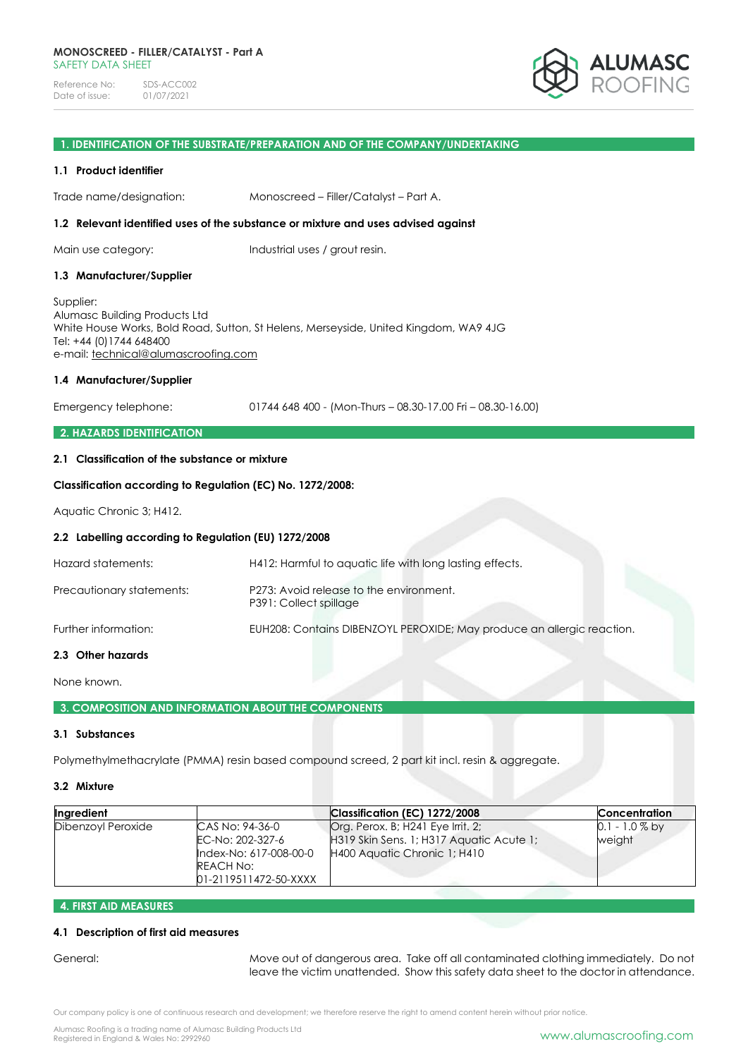**MONOSCREED - FILLER/CATALYST - Part A**
SAFETY DATA SHEET

Reference No: SDS-ACC002
Date of issue: 01/07/2021

## 1. IDENTIFICATION OF THE SUBSTRATE/PREPARATION AND OF THE COMPANY/UNDERTAKING

### 1.1 Product identifier

Trade name/designation: Monoscreed – Filler/Catalyst – Part A.

### 1.2 Relevant identified uses of the substance or mixture and uses advised against

Main use category: Industrial uses / grout resin.

### 1.3 Manufacturer/Supplier

Supplier:
Alumasc Building Products Ltd
White House Works, Bold Road, Sutton, St Helens, Merseyside, United Kingdom, WA9 4JG
Tel: +44 (0)1744 648400
e-mail: technical@alumascroofing.com

### 1.4 Manufacturer/Supplier

Emergency telephone: 01744 648 400 - (Mon-Thurs – 08.30-17.00 Fri – 08.30-16.00)

## 2. HAZARDS IDENTIFICATION

### 2.1 Classification of the substance or mixture

**Classification according to Regulation (EC) No. 1272/2008:**

Aquatic Chronic 3; H412.

### 2.2 Labelling according to Regulation (EU) 1272/2008

Hazard statements: H412: Harmful to aquatic life with long lasting effects.

Precautionary statements: P273: Avoid release to the environment.
P391: Collect spillage

Further information: EUH208: Contains DIBENZOYL PEROXIDE; May produce an allergic reaction.

### 2.3 Other hazards

None known.

## 3. COMPOSITION AND INFORMATION ABOUT THE COMPONENTS

### 3.1 Substances

Polymethylmethacrylate (PMMA) resin based compound screed, 2 part kit incl. resin & aggregate.

### 3.2 Mixture

| Ingredient | | Classification (EC) 1272/2008 | Concentration |
|---|---|---|---|
| Dibenzoyl Peroxide | CAS No: 94-36-0<br>EC-No: 202-327-6<br>Index-No: 617-008-00-0<br>REACH No:<br>01-2119511472-50-XXXX | Org. Perox. B; H241 Eye Irrit. 2; H319 Skin Sens. 1; H317 Aquatic Acute 1; H400 Aquatic Chronic 1; H410 | 0.1 - 1.0 % by weight |

## 4. FIRST AID MEASURES

### 4.1 Description of first aid measures

General: Move out of dangerous area. Take off all contaminated clothing immediately. Do not leave the victim unattended. Show this safety data sheet to the doctor in attendance.

Our company policy is one of continuous research and development; we therefore reserve the right to amend content herein without prior notice.

Alumasc Roofing is a trading name of Alumasc Building Products Ltd
Registered in England & Wales No: 2992960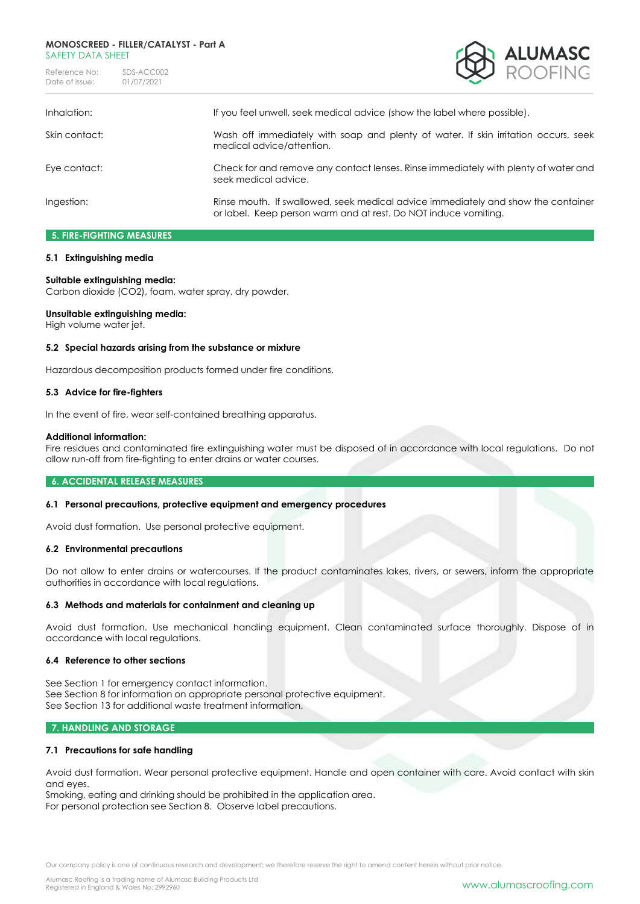| | |
|---|---|
| Inhalation: | If you feel unwell, seek medical advice (show the label where possible). |
| Skin contact: | Wash off immediately with soap and plenty of water. If skin irritation occurs, seek medical advice/attention. |
| Eye contact: | Check for and remove any contact lenses. Rinse immediately with plenty of water and seek medical advice. |
| Ingestion: | Rinse mouth. If swallowed, seek medical advice immediately and show the container or label. Keep person warm and at rest. Do NOT induce vomiting. |

## 5. FIRE-FIGHTING MEASURES

### 5.1 Extinguishing media

**Suitable extinguishing media:**
Carbon dioxide ($CO_2$), foam, water spray, dry powder.

**Unsuitable extinguishing media:**
High volume water jet.

### 5.2 Special hazards arising from the substance or mixture

Hazardous decomposition products formed under fire conditions.

### 5.3 Advice for fire-fighters

In the event of fire, wear self-contained breathing apparatus.

**Additional information:**
Fire residues and contaminated fire extinguishing water must be disposed of in accordance with local regulations. Do not allow run-off from fire-fighting to enter drains or water courses.

## 6. ACCIDENTAL RELEASE MEASURES

### 6.1 Personal precautions, protective equipment and emergency procedures

Avoid dust formation. Use personal protective equipment.

### 6.2 Environmental precautions

Do not allow to enter drains or watercourses. If the product contaminates lakes, rivers, or sewers, inform the appropriate authorities in accordance with local regulations.

### 6.3 Methods and materials for containment and cleaning up

Avoid dust formation. Use mechanical handling equipment. Clean contaminated surface thoroughly. Dispose of in accordance with local regulations.

### 6.4 Reference to other sections

See Section 1 for emergency contact information.
See Section 8 for information on appropriate personal protective equipment.
See Section 13 for additional waste treatment information.

## 7. HANDLING AND STORAGE

### 7.1 Precautions for safe handling

Avoid dust formation. Wear personal protective equipment. Handle and open container with care. Avoid contact with skin and eyes.
Smoking, eating and drinking should be prohibited in the application area.
For personal protection see Section 8. Observe label precautions.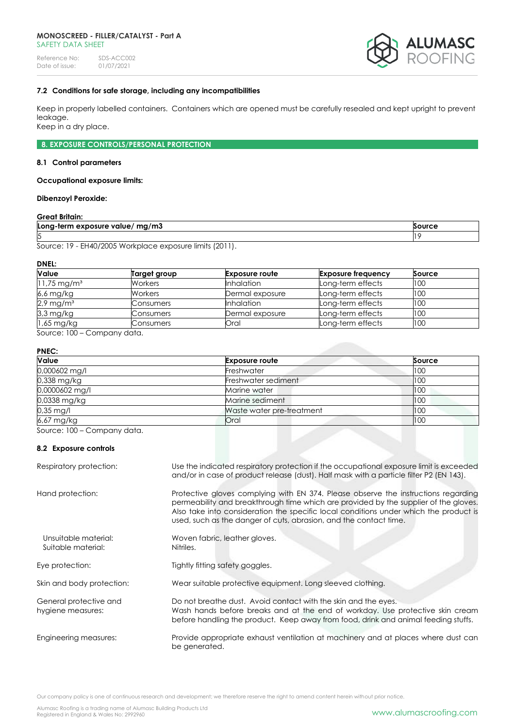### 7.2 Conditions for safe storage, including any incompatibilities

Keep in properly labelled containers. Containers which are opened must be carefully resealed and kept upright to prevent leakage.
Keep in a dry place.

## 8. EXPOSURE CONTROLS/PERSONAL PROTECTION

### 8.1 Control parameters

**Occupational exposure limits:**

**Dibenzoyl Peroxide:**

**Great Britain:**

| Long-term exposure value/ mg/m3 | Source |
|---|---|
| 5 | 19 |

Source: 19 - EH40/2005 Workplace exposure limits (2011).

**DNEL:**

| Value | Target group | Exposure route | Exposure frequency | Source |
|---|---|---|---|---|
| 11,75 mg/m³ | Workers | Inhalation | Long-term effects | 100 |
| 6,6 mg/kg | Workers | Dermal exposure | Long-term effects | 100 |
| 2,9 mg/m³ | Consumers | Inhalation | Long-term effects | 100 |
| 3,3 mg/kg | Consumers | Dermal exposure | Long-term effects | 100 |
| 1,65 mg/kg | Consumers | Oral | Long-term effects | 100 |

Source: 100 – Company data.

**PNEC:**

| Value | Exposure route | Source |
|---|---|---|
| 0,000602 mg/l | Freshwater | 100 |
| 0,338 mg/kg | Freshwater sediment | 100 |
| 0,0000602 mg/l | Marine water | 100 |
| 0,0338 mg/kg | Marine sediment | 100 |
| 0,35 mg/l | Waste water pre-treatment | 100 |
| 6,67 mg/kg | Oral | 100 |

Source: 100 – Company data.

### 8.2 Exposure controls

Respiratory protection: Use the indicated respiratory protection if the occupational exposure limit is exceeded and/or in case of product release (dust). Half mask with a particle filter P2 (EN 143).

Hand protection: Protective gloves complying with EN 374. Please observe the instructions regarding permeability and breakthrough time which are provided by the supplier of the gloves. Also take into consideration the specific local conditions under which the product is used, such as the danger of cuts, abrasion, and the contact time.

Unsuitable material: Woven fabric, leather gloves.
Suitable material: Nitriles.

Eye protection: Tightly fitting safety goggles.

Skin and body protection: Wear suitable protective equipment. Long sleeved clothing.

General protective and hygiene measures: Do not breathe dust. Avoid contact with the skin and the eyes.
Wash hands before breaks and at the end of workday. Use protective skin cream before handling the product. Keep away from food, drink and animal feeding stuffs.

Engineering measures: Provide appropriate exhaust ventilation at machinery and at places where dust can be generated.

Our company policy is one of continuous research and development; we therefore reserve the right to amend content herein without prior notice.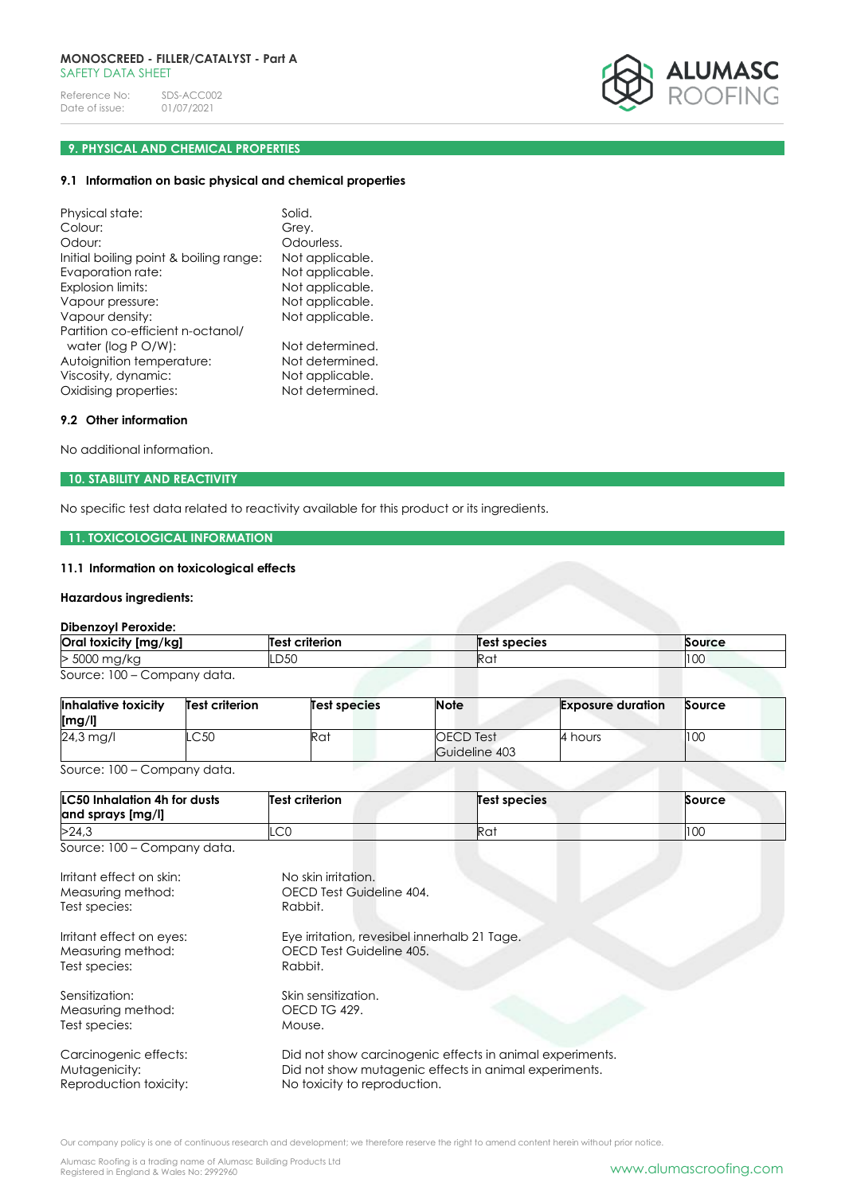## 9. PHYSICAL AND CHEMICAL PROPERTIES

### 9.1 Information on basic physical and chemical properties

Physical state: Solid.
Colour: Grey.
Odour: Odourless.
Initial boiling point & boiling range: Not applicable.
Evaporation rate: Not applicable.
Explosion limits: Not applicable.
Vapour pressure: Not applicable.
Vapour density: Not applicable.
Partition co-efficient n-octanol/ water (log P O/W): Not determined.
Autoignition temperature: Not determined.
Viscosity, dynamic: Not applicable.
Oxidising properties: Not determined.

### 9.2 Other information

No additional information.

## 10. STABILITY AND REACTIVITY

No specific test data related to reactivity available for this product or its ingredients.

## 11. TOXICOLOGICAL INFORMATION

### 11.1 Information on toxicological effects

**Hazardous ingredients:**

**Dibenzoyl Peroxide:**

| Oral toxicity [mg/kg] | Test criterion | Test species | Source |
|---|---|---|---|
| > 5000 mg/kg | LD50 | Rat | 100 |

Source: 100 – Company data.

| Inhalative toxicity [mg/l] | Test criterion | Test species | Note | Exposure duration | Source |
|---|---|---|---|---|---|
| 24,3 mg/l | LC50 | Rat | OECD Test Guideline 403 | 4 hours | 100 |

Source: 100 – Company data.

| LC50 Inhalation 4h for dusts and sprays [mg/l] | Test criterion | Test species | Source |
|---|---|---|---|
| >24,3 | LC0 | Rat | 100 |

Source: 100 – Company data.

Irritant effect on skin: No skin irritation.
Measuring method: OECD Test Guideline 404.
Test species: Rabbit.

Irritant effect on eyes: Eye irritation, revesibel innerhalb 21 Tage.
Measuring method: OECD Test Guideline 405.
Test species: Rabbit.

Sensitization: Skin sensitization.
Measuring method: OECD TG 429.
Test species: Mouse.

Carcinogenic effects: Did not show carcinogenic effects in animal experiments.
Mutagenicity: Did not show mutagenic effects in animal experiments.
Reproduction toxicity: No toxicity to reproduction.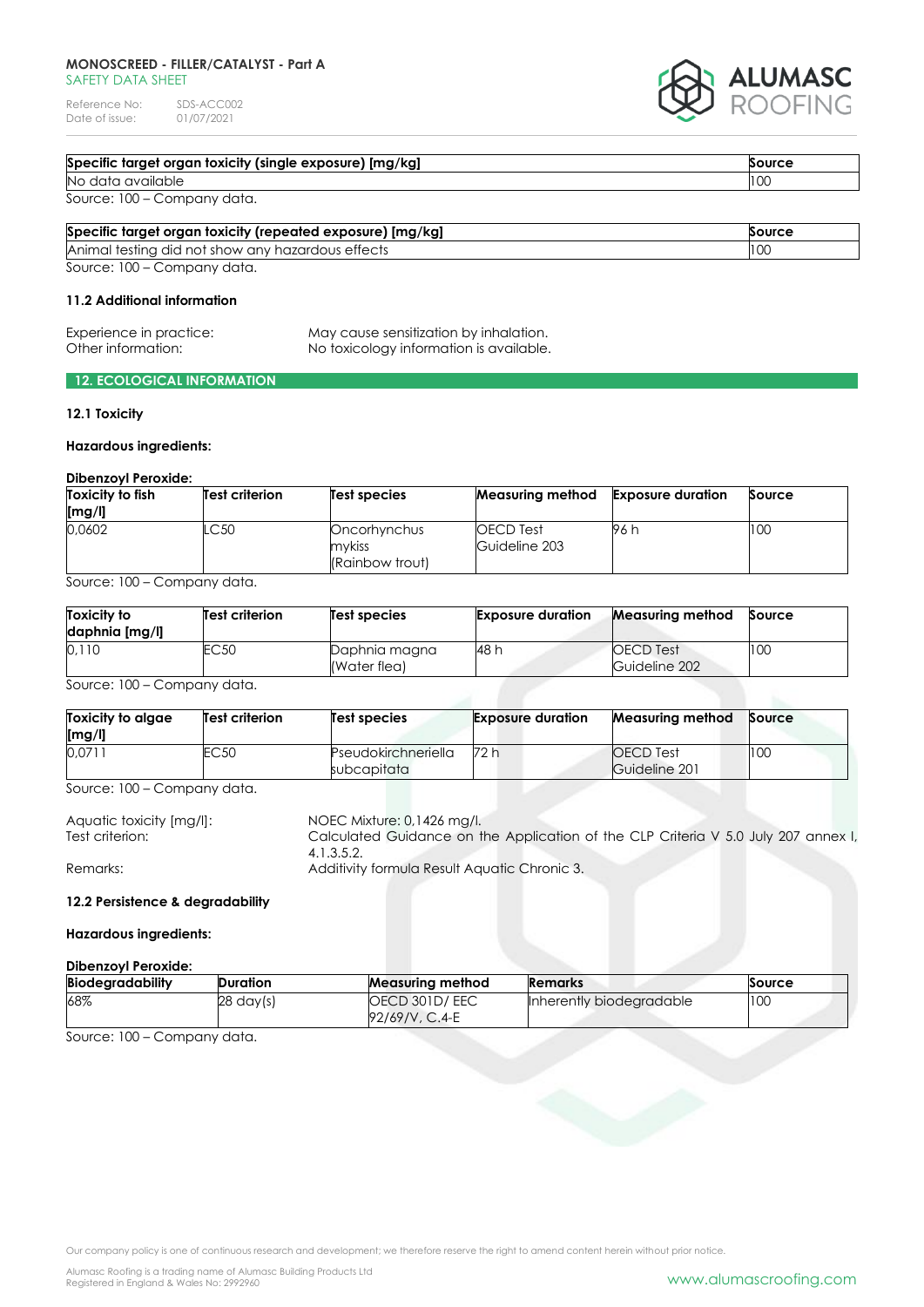| Specific target organ toxicity (single exposure) [mg/kg] | Source |
| --- | --- |
| No data available | 100 |

Source: 100 – Company data.

| Specific target organ toxicity (repeated exposure) [mg/kg] | Source |
| --- | --- |
| Animal testing did not show any hazardous effects | 100 |

Source: 100 – Company data.

### 11.2 Additional information

Experience in practice: May cause sensitization by inhalation.
Other information: No toxicology information is available.

## 12. ECOLOGICAL INFORMATION

### 12.1 Toxicity

**Hazardous ingredients:**

**Dibenzoyl Peroxide:**

| Toxicity to fish [mg/l] | Test criterion | Test species | Measuring method | Exposure duration | Source |
| --- | --- | --- | --- | --- | --- |
| 0,0602 | LC50 | Oncorhynchus mykiss (Rainbow trout) | OECD Test Guideline 203 | 96 h | 100 |

Source: 100 – Company data.

| Toxicity to daphnia [mg/l] | Test criterion | Test species | Exposure duration | Measuring method | Source |
| --- | --- | --- | --- | --- | --- |
| 0,110 | EC50 | Daphnia magna (Water flea) | 48 h | OECD Test Guideline 202 | 100 |

Source: 100 – Company data.

| Toxicity to algae [mg/l] | Test criterion | Test species | Exposure duration | Measuring method | Source |
| --- | --- | --- | --- | --- | --- |
| 0,0711 | EC50 | Pseudokirchneriella subcapitata | 72 h | OECD Test Guideline 201 | 100 |

Source: 100 – Company data.

Aquatic toxicity [mg/l]: NOEC Mixture: 0,1426 mg/l.
Test criterion: Calculated Guidance on the Application of the CLP Criteria V 5.0 July 207 annex I, 4.1.3.5.2.
Remarks: Additivity formula Result Aquatic Chronic 3.

### 12.2 Persistence & degradability

**Hazardous ingredients:**

**Dibenzoyl Peroxide:**

| Biodegradability | Duration | Measuring method | Remarks | Source |
| --- | --- | --- | --- | --- |
| 68% | 28 day(s) | OECD 301D/ EEC 92/69/V, C.4-E | Inherently biodegradable | 100 |

Source: 100 – Company data.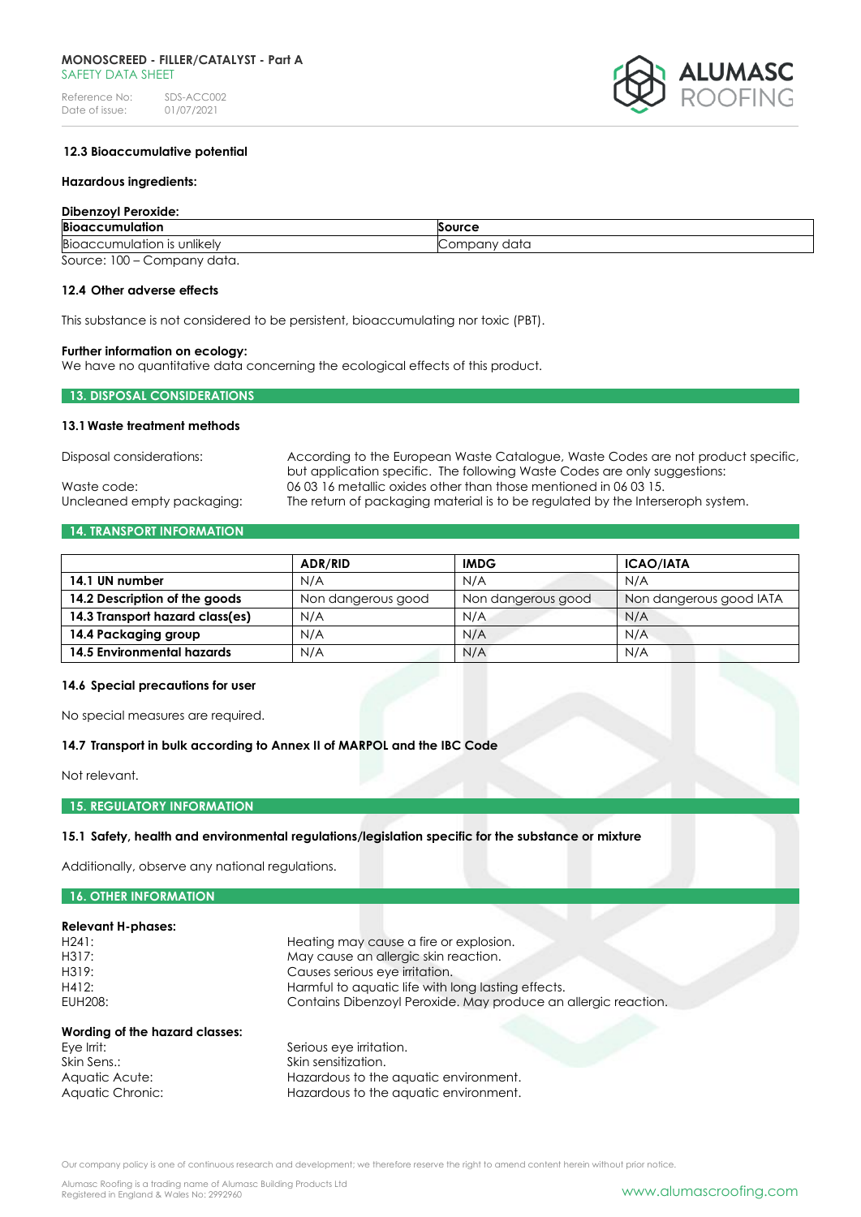### 12.3 Bioaccumulative potential

**Hazardous ingredients:**

**Dibenzoyl Peroxide:**

| Bioaccumulation | Source |
|---|---|
| Bioaccumulation is unlikely | Company data |

Source: 100 – Company data.

### 12.4 Other adverse effects

This substance is not considered to be persistent, bioaccumulating nor toxic (PBT).

**Further information on ecology:**
We have no quantitative data concerning the ecological effects of this product.

## 13. DISPOSAL CONSIDERATIONS

### 13.1 Waste treatment methods

Disposal considerations: According to the European Waste Catalogue, Waste Codes are not product specific, but application specific. The following Waste Codes are only suggestions:

Waste code: 06 03 16 metallic oxides other than those mentioned in 06 03 15.

Uncleaned empty packaging: The return of packaging material is to be regulated by the Interseroph system.

## 14. TRANSPORT INFORMATION

| | ADR/RID | IMDG | ICAO/IATA |
|---|---|---|---|
| **14.1 UN number** | N/A | N/A | N/A |
| **14.2 Description of the goods** | Non dangerous good | Non dangerous good | Non dangerous good IATA |
| **14.3 Transport hazard class(es)** | N/A | N/A | N/A |
| **14.4 Packaging group** | N/A | N/A | N/A |
| **14.5 Environmental hazards** | N/A | N/A | N/A |

### 14.6 Special precautions for user

No special measures are required.

### 14.7 Transport in bulk according to Annex II of MARPOL and the IBC Code

Not relevant.

## 15. REGULATORY INFORMATION

### 15.1 Safety, health and environmental regulations/legislation specific for the substance or mixture

Additionally, observe any national regulations.

## 16. OTHER INFORMATION

**Relevant H-phases:**

H241: Heating may cause a fire or explosion.
H317: May cause an allergic skin reaction.
H319: Causes serious eye irritation.
H412: Harmful to aquatic life with long lasting effects.
EUH208: Contains Dibenzoyl Peroxide. May produce an allergic reaction.

**Wording of the hazard classes:**

Eye Irrit: Serious eye irritation.
Skin Sens.: Skin sensitization.
Aquatic Acute: Hazardous to the aquatic environment.
Aquatic Chronic: Hazardous to the aquatic environment.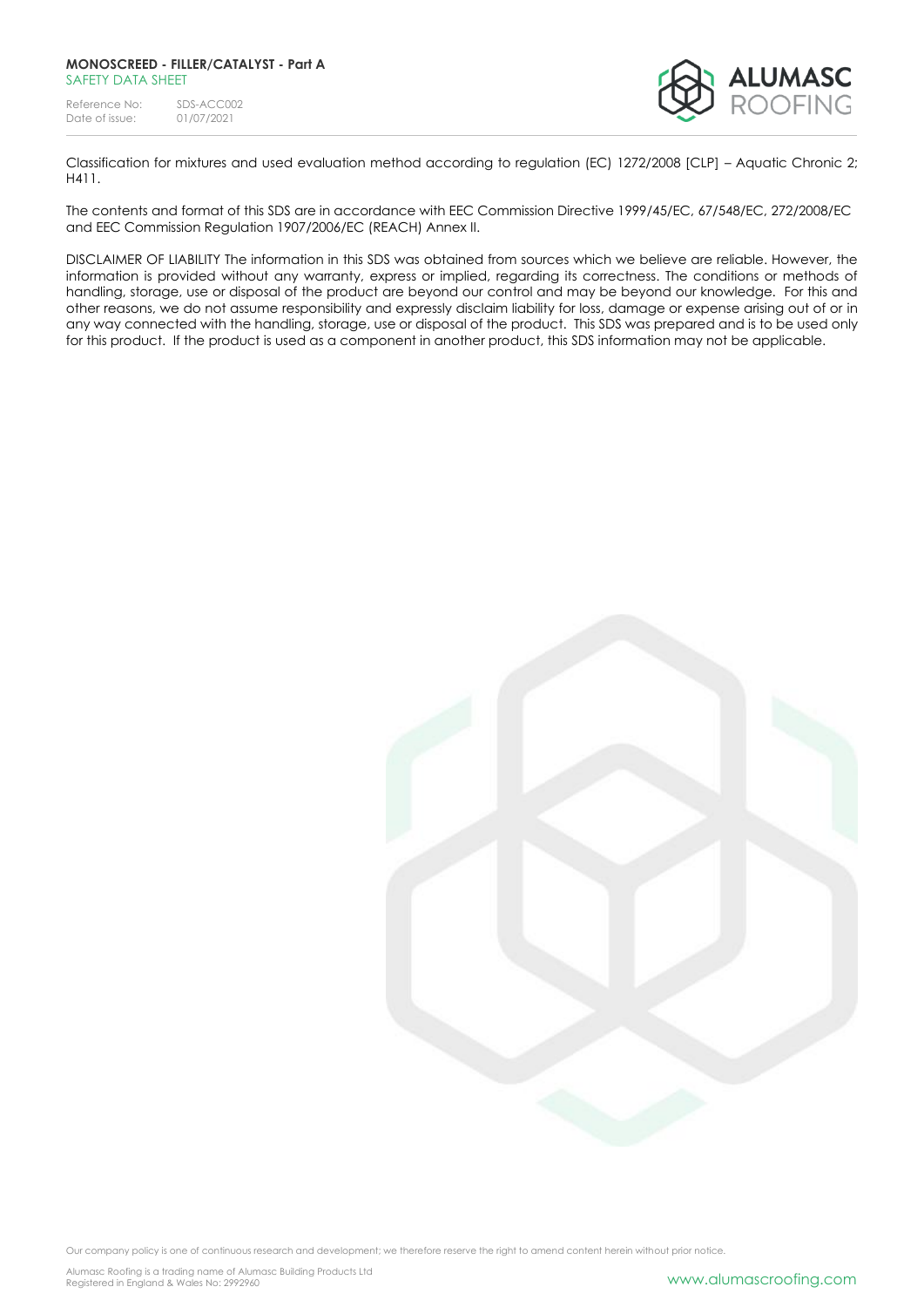Classification for mixtures and used evaluation method according to regulation (EC) 1272/2008 [CLP] – Aquatic Chronic 2; H411.

The contents and format of this SDS are in accordance with EEC Commission Directive 1999/45/EC, 67/548/EC, 272/2008/EC and EEC Commission Regulation 1907/2006/EC (REACH) Annex II.

DISCLAIMER OF LIABILITY The information in this SDS was obtained from sources which we believe are reliable. However, the information is provided without any warranty, express or implied, regarding its correctness. The conditions or methods of handling, storage, use or disposal of the product are beyond our control and may be beyond our knowledge. For this and other reasons, we do not assume responsibility and expressly disclaim liability for loss, damage or expense arising out of or in any way connected with the handling, storage, use or disposal of the product. This SDS was prepared and is to be used only for this product. If the product is used as a component in another product, this SDS information may not be applicable.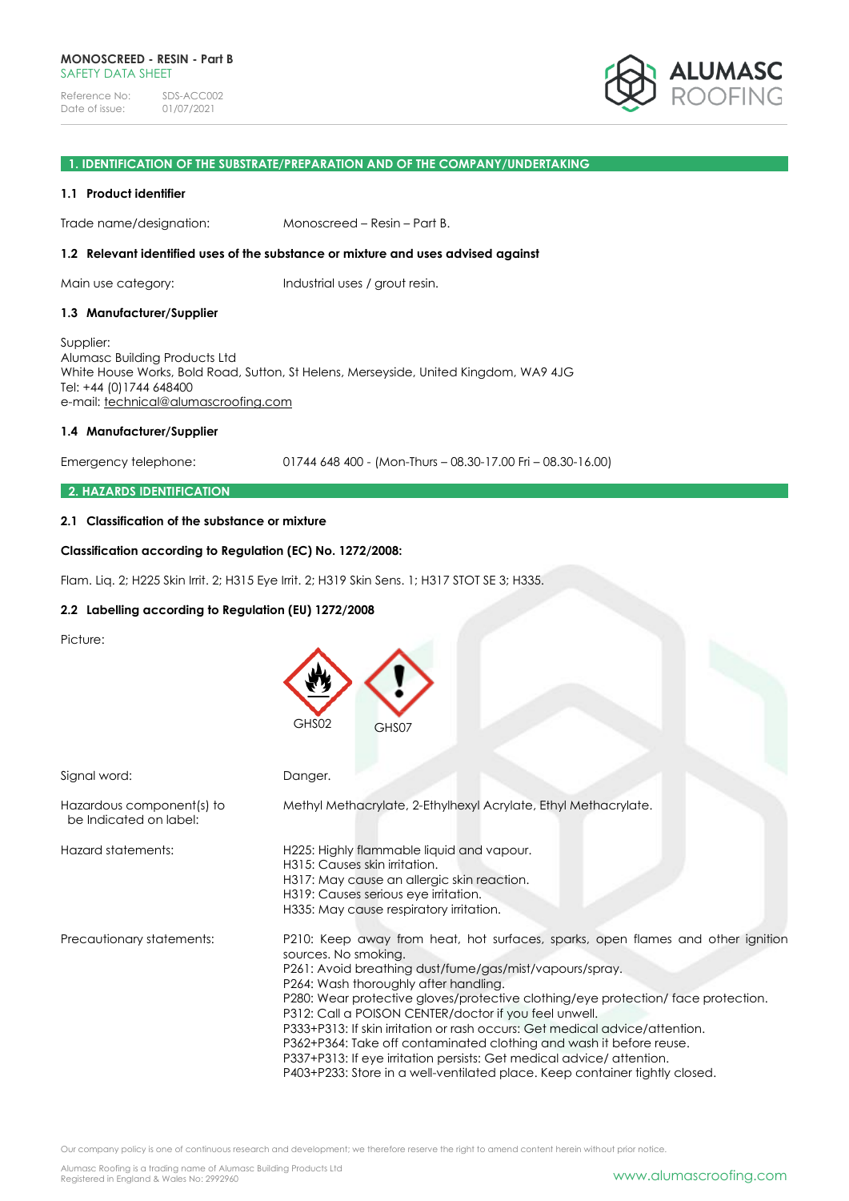# 1. IDENTIFICATION OF THE SUBSTRATE/PREPARATION AND OF THE COMPANY/UNDERTAKING

## 1.1 Product identifier

Trade name/designation: Monoscreed – Resin – Part B.

## 1.2 Relevant identified uses of the substance or mixture and uses advised against

Main use category: Industrial uses / grout resin.

## 1.3 Manufacturer/Supplier

Supplier:
Alumasc Building Products Ltd
White House Works, Bold Road, Sutton, St Helens, Merseyside, United Kingdom, WA9 4JG
Tel: +44 (0)1744 648400
e-mail: technical@alumascroofing.com

## 1.4 Manufacturer/Supplier

Emergency telephone: 01744 648 400 - (Mon-Thurs – 08.30-17.00 Fri – 08.30-16.00)

# 2. HAZARDS IDENTIFICATION

## 2.1 Classification of the substance or mixture

**Classification according to Regulation (EC) No. 1272/2008:**

Flam. Liq. 2; H225 Skin Irrit. 2; H315 Eye Irrit. 2; H319 Skin Sens. 1; H317 STOT SE 3; H335.

## 2.2 Labelling according to Regulation (EU) 1272/2008

Picture:

GHS02 GHS07

Signal word: Danger.

Hazardous component(s) to be Indicated on label: Methyl Methacrylate, 2-Ethylhexyl Acrylate, Ethyl Methacrylate.

Hazard statements:

H225: Highly flammable liquid and vapour.
H315: Causes skin irritation.
H317: May cause an allergic skin reaction.
H319: Causes serious eye irritation.
H335: May cause respiratory irritation.

Precautionary statements:

P210: Keep away from heat, hot surfaces, sparks, open flames and other ignition sources. No smoking.
P261: Avoid breathing dust/fume/gas/mist/vapours/spray.
P264: Wash thoroughly after handling.
P280: Wear protective gloves/protective clothing/eye protection/ face protection.
P312: Call a POISON CENTER/doctor if you feel unwell.
P333+P313: If skin irritation or rash occurs: Get medical advice/attention.
P362+P364: Take off contaminated clothing and wash it before reuse.
P337+P313: If eye irritation persists: Get medical advice/ attention.
P403+P233: Store in a well-ventilated place. Keep container tightly closed.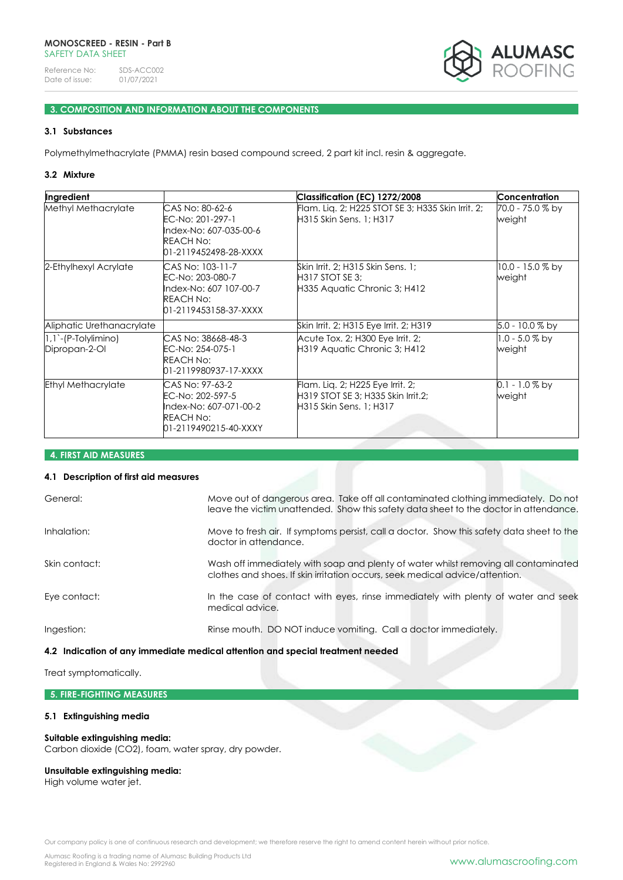## 3. COMPOSITION AND INFORMATION ABOUT THE COMPONENTS

### 3.1 Substances

Polymethylmethacrylate (PMMA) resin based compound screed, 2 part kit incl. resin & aggregate.

### 3.2 Mixture

| Ingredient | | Classification (EC) 1272/2008 | Concentration |
|---|---|---|---|
| Methyl Methacrylate | CAS No: 80-62-6<br>EC-No: 201-297-1<br>Index-No: 607-035-00-6<br>REACH No:<br>01-2119452498-28-XXXX | Flam. Liq. 2; H225 STOT SE 3; H335 Skin Irrit. 2; H315 Skin Sens. 1; H317 | 70.0 - 75.0 % by weight |
| 2-Ethylhexyl Acrylate | CAS No: 103-11-7<br>EC-No: 203-080-7<br>Index-No: 607 107-00-7<br>REACH No:<br>01-2119453158-37-XXXX | Skin Irrit. 2; H315 Skin Sens. 1; H317 STOT SE 3; H335 Aquatic Chronic 3; H412 | 10.0 - 15.0 % by weight |
| Aliphatic Urethanacrylate | | Skin Irrit. 2; H315 Eye Irrit. 2; H319 | 5.0 - 10.0 % by |
| 1,1`-(P-Tolylimino) Dipropan-2-Ol | CAS No: 38668-48-3<br>EC-No: 254-075-1<br>REACH No:<br>01-2119980937-17-XXXX | Acute Tox. 2; H300 Eye Irrit. 2; H319 Aquatic Chronic 3; H412 | 1.0 - 5.0 % by weight |
| Ethyl Methacrylate | CAS No: 97-63-2<br>EC-No: 202-597-5<br>Index-No: 607-071-00-2<br>REACH No:<br>01-2119490215-40-XXXY | Flam. Liq. 2; H225 Eye Irrit. 2; H319 STOT SE 3; H335 Skin Irrit.2; H315 Skin Sens. 1; H317 | 0.1 - 1.0 % by weight |

## 4. FIRST AID MEASURES

### 4.1 Description of first aid measures

General: Move out of dangerous area. Take off all contaminated clothing immediately. Do not leave the victim unattended. Show this safety data sheet to the doctor in attendance.

Inhalation: Move to fresh air. If symptoms persist, call a doctor. Show this safety data sheet to the doctor in attendance.

Skin contact: Wash off immediately with soap and plenty of water whilst removing all contaminated clothes and shoes. If skin irritation occurs, seek medical advice/attention.

Eye contact: In the case of contact with eyes, rinse immediately with plenty of water and seek medical advice.

Ingestion: Rinse mouth. DO NOT induce vomiting. Call a doctor immediately.

### 4.2 Indication of any immediate medical attention and special treatment needed

Treat symptomatically.

## 5. FIRE-FIGHTING MEASURES

### 5.1 Extinguishing media

**Suitable extinguishing media:**
Carbon dioxide (CO2), foam, water spray, dry powder.

**Unsuitable extinguishing media:**
High volume water jet.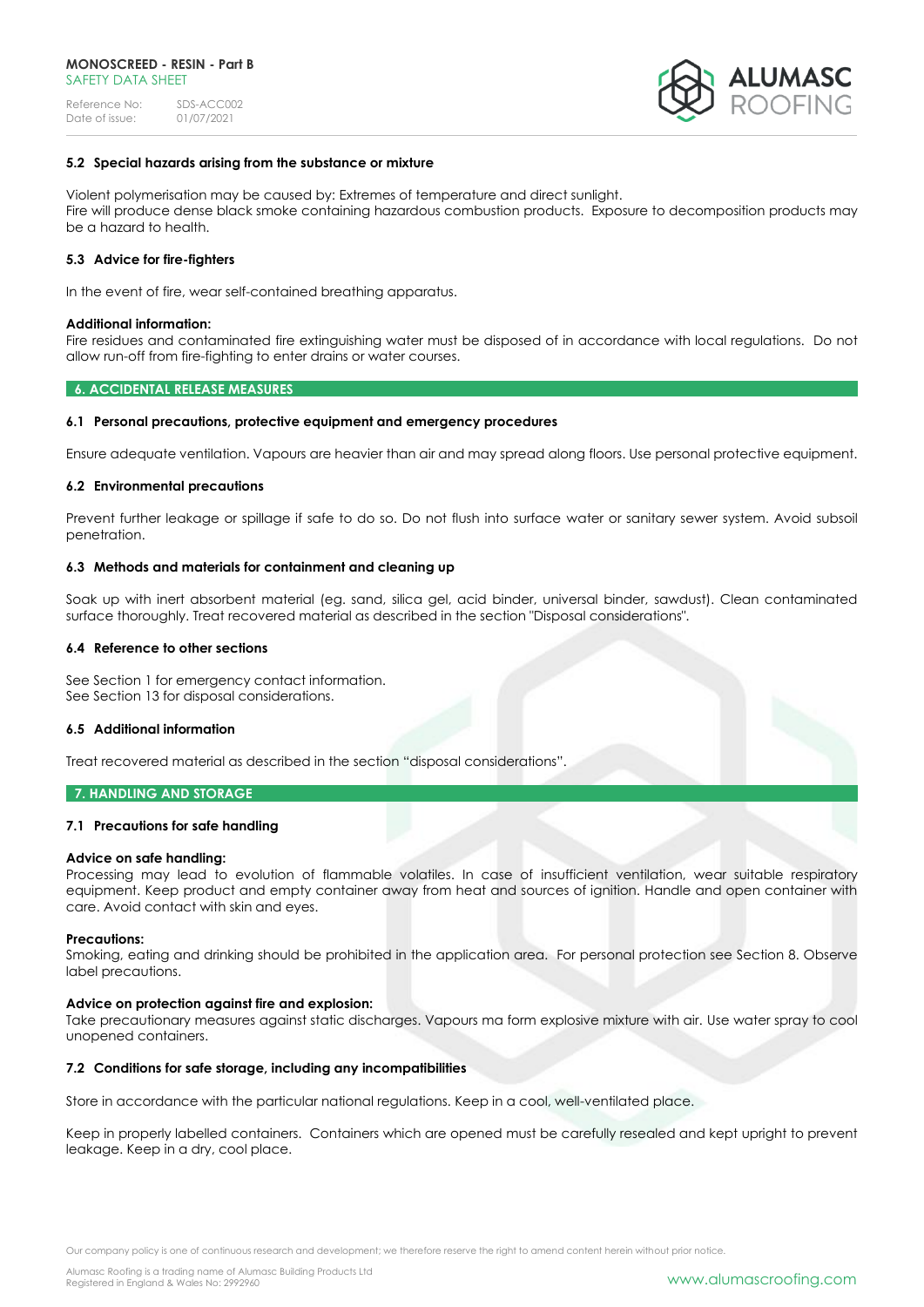### 5.2 Special hazards arising from the substance or mixture

Violent polymerisation may be caused by: Extremes of temperature and direct sunlight.
Fire will produce dense black smoke containing hazardous combustion products. Exposure to decomposition products may be a hazard to health.

### 5.3 Advice for fire-fighters

In the event of fire, wear self-contained breathing apparatus.

**Additional information:**
Fire residues and contaminated fire extinguishing water must be disposed of in accordance with local regulations. Do not allow run-off from fire-fighting to enter drains or water courses.

## 6. ACCIDENTAL RELEASE MEASURES

### 6.1 Personal precautions, protective equipment and emergency procedures

Ensure adequate ventilation. Vapours are heavier than air and may spread along floors. Use personal protective equipment.

### 6.2 Environmental precautions

Prevent further leakage or spillage if safe to do so. Do not flush into surface water or sanitary sewer system. Avoid subsoil penetration.

### 6.3 Methods and materials for containment and cleaning up

Soak up with inert absorbent material (eg. sand, silica gel, acid binder, universal binder, sawdust). Clean contaminated surface thoroughly. Treat recovered material as described in the section "Disposal considerations".

### 6.4 Reference to other sections

See Section 1 for emergency contact information.
See Section 13 for disposal considerations.

### 6.5 Additional information

Treat recovered material as described in the section "disposal considerations".

## 7. HANDLING AND STORAGE

### 7.1 Precautions for safe handling

**Advice on safe handling:**
Processing may lead to evolution of flammable volatiles. In case of insufficient ventilation, wear suitable respiratory equipment. Keep product and empty container away from heat and sources of ignition. Handle and open container with care. Avoid contact with skin and eyes.

**Precautions:**
Smoking, eating and drinking should be prohibited in the application area. For personal protection see Section 8. Observe label precautions.

**Advice on protection against fire and explosion:**
Take precautionary measures against static discharges. Vapours ma form explosive mixture with air. Use water spray to cool unopened containers.

### 7.2 Conditions for safe storage, including any incompatibilities

Store in accordance with the particular national regulations. Keep in a cool, well-ventilated place.

Keep in properly labelled containers. Containers which are opened must be carefully resealed and kept upright to prevent leakage. Keep in a dry, cool place.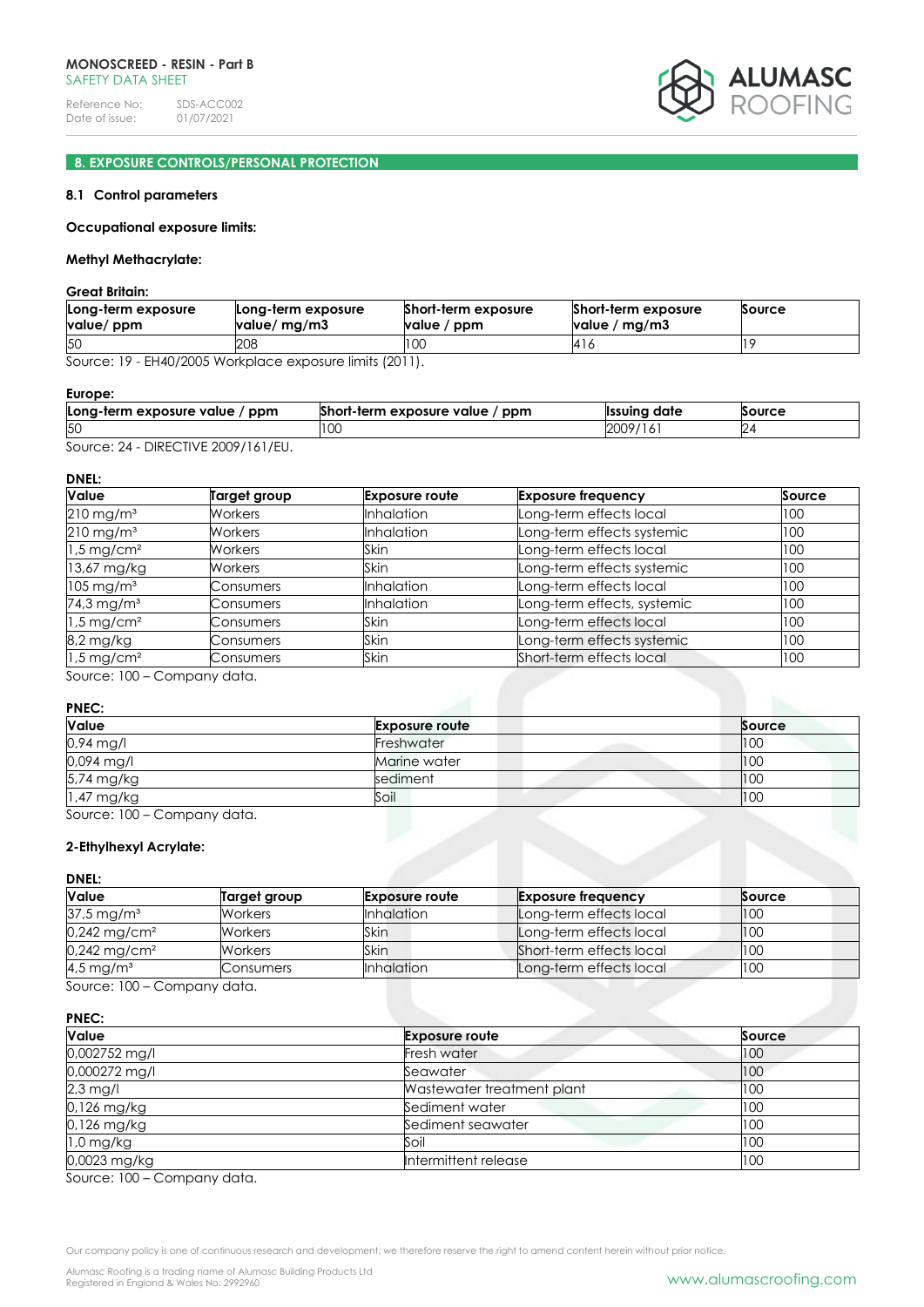## 8. EXPOSURE CONTROLS/PERSONAL PROTECTION

### 8.1 Control parameters

**Occupational exposure limits:**

**Methyl Methacrylate:**

**Great Britain:**

| Long-term exposure value/ ppm | Long-term exposure value/ mg/m3 | Short-term exposure value / ppm | Short-term exposure value / mg/m3 | Source |
|---|---|---|---|---|
| 50 | 208 | 100 | 416 | 19 |

Source: 19 - EH40/2005 Workplace exposure limits (2011).

**Europe:**

| Long-term exposure value / ppm | Short-term exposure value / ppm | Issuing date | Source |
|---|---|---|---|
| 50 | 100 | 2009/161 | 24 |

Source: 24 - DIRECTIVE 2009/161/EU.

**DNEL:**

| Value | Target group | Exposure route | Exposure frequency | Source |
|---|---|---|---|---|
| 210 mg/m³ | Workers | Inhalation | Long-term effects local | 100 |
| 210 mg/m³ | Workers | Inhalation | Long-term effects systemic | 100 |
| 1,5 mg/cm² | Workers | Skin | Long-term effects local | 100 |
| 13,67 mg/kg | Workers | Skin | Long-term effects systemic | 100 |
| 105 mg/m³ | Consumers | Inhalation | Long-term effects local | 100 |
| 74,3 mg/m³ | Consumers | Inhalation | Long-term effects, systemic | 100 |
| 1,5 mg/cm² | Consumers | Skin | Long-term effects local | 100 |
| 8,2 mg/kg | Consumers | Skin | Long-term effects systemic | 100 |
| 1,5 mg/cm² | Consumers | Skin | Short-term effects local | 100 |

Source: 100 – Company data.

**PNEC:**

| Value | Exposure route | Source |
|---|---|---|
| 0,94 mg/l | Freshwater | 100 |
| 0,094 mg/l | Marine water | 100 |
| 5,74 mg/kg | sediment | 100 |
| 1,47 mg/kg | Soil | 100 |

Source: 100 – Company data.

**2-Ethylhexyl Acrylate:**

**DNEL:**

| Value | Target group | Exposure route | Exposure frequency | Source |
|---|---|---|---|---|
| 37,5 mg/m³ | Workers | Inhalation | Long-term effects local | 100 |
| 0,242 mg/cm² | Workers | Skin | Long-term effects local | 100 |
| 0,242 mg/cm² | Workers | Skin | Short-term effects local | 100 |
| 4,5 mg/m³ | Consumers | Inhalation | Long-term effects local | 100 |

Source: 100 – Company data.

**PNEC:**

| Value | Exposure route | Source |
|---|---|---|
| 0,002752 mg/l | Fresh water | 100 |
| 0,000272 mg/l | Seawater | 100 |
| 2,3 mg/l | Wastewater treatment plant | 100 |
| 0,126 mg/kg | Sediment water | 100 |
| 0,126 mg/kg | Sediment seawater | 100 |
| 1,0 mg/kg | Soil | 100 |
| 0,0023 mg/kg | Intermittent release | 100 |

Source: 100 – Company data.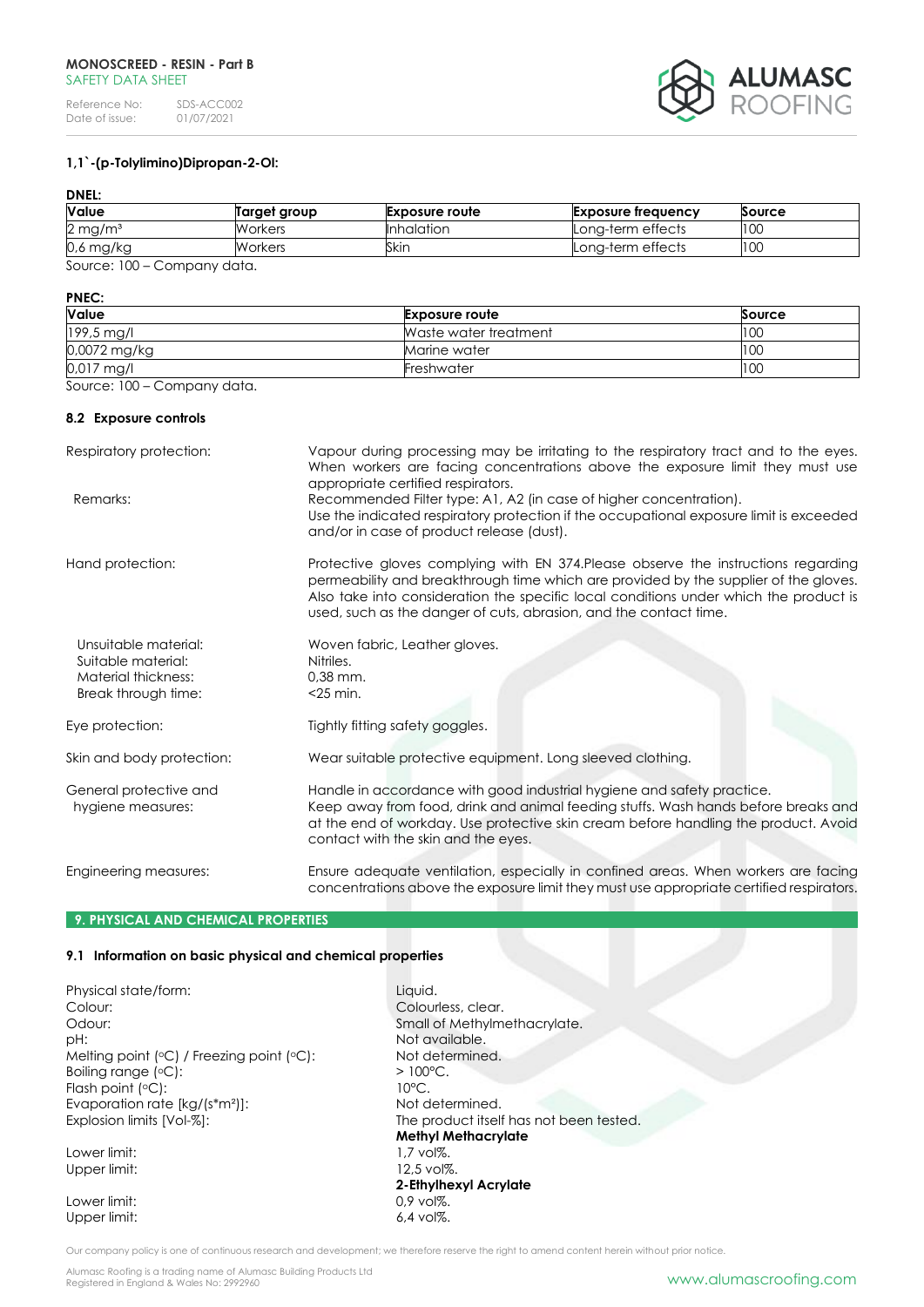**1,1`-(p-Tolylimino)Dipropan-2-Ol:**

**DNEL:**

| Value | Target group | Exposure route | Exposure frequency | Source |
|---|---|---|---|---|
| 2 mg/m³ | Workers | Inhalation | Long-term effects | 100 |
| 0,6 mg/kg | Workers | Skin | Long-term effects | 100 |

Source: 100 – Company data.

**PNEC:**

| Value | Exposure route | Source |
|---|---|---|
| 199,5 mg/l | Waste water treatment | 100 |
| 0,0072 mg/kg | Marine water | 100 |
| 0,017 mg/l | Freshwater | 100 |

Source: 100 – Company data.

### 8.2 Exposure controls

Respiratory protection: Vapour during processing may be irritating to the respiratory tract and to the eyes. When workers are facing concentrations above the exposure limit they must use appropriate certified respirators.

Remarks: Recommended Filter type: A1, A2 (in case of higher concentration).
Use the indicated respiratory protection if the occupational exposure limit is exceeded and/or in case of product release (dust).

Hand protection: Protective gloves complying with EN 374.Please observe the instructions regarding permeability and breakthrough time which are provided by the supplier of the gloves. Also take into consideration the specific local conditions under which the product is used, such as the danger of cuts, abrasion, and the contact time.

Unsuitable material: Woven fabric, Leather gloves.
Suitable material: Nitriles.
Material thickness: 0,38 mm.
Break through time: <25 min.

Eye protection: Tightly fitting safety goggles.

Skin and body protection: Wear suitable protective equipment. Long sleeved clothing.

General protective and hygiene measures: Handle in accordance with good industrial hygiene and safety practice.
Keep away from food, drink and animal feeding stuffs. Wash hands before breaks and at the end of workday. Use protective skin cream before handling the product. Avoid contact with the skin and the eyes.

Engineering measures: Ensure adequate ventilation, especially in confined areas. When workers are facing concentrations above the exposure limit they must use appropriate certified respirators.

## 9. PHYSICAL AND CHEMICAL PROPERTIES

### 9.1 Information on basic physical and chemical properties

Physical state/form: Liquid.
Colour: Colourless, clear.
Odour: Small of Methylmethacrylate.
pH: Not available.
Melting point (°C) / Freezing point (°C): Not determined.
Boiling range (°C): > 100°C.
Flash point (°C): 10°C.
Evaporation rate [kg/(s*m²)]: Not determined.
Explosion limits [Vol-%]: The product itself has not been tested.

**Methyl Methacrylate**
Lower limit: 1,7 vol%.
Upper limit: 12,5 vol%.

**2-Ethylhexyl Acrylate**
Lower limit: 0,9 vol%.
Upper limit: 6,4 vol%.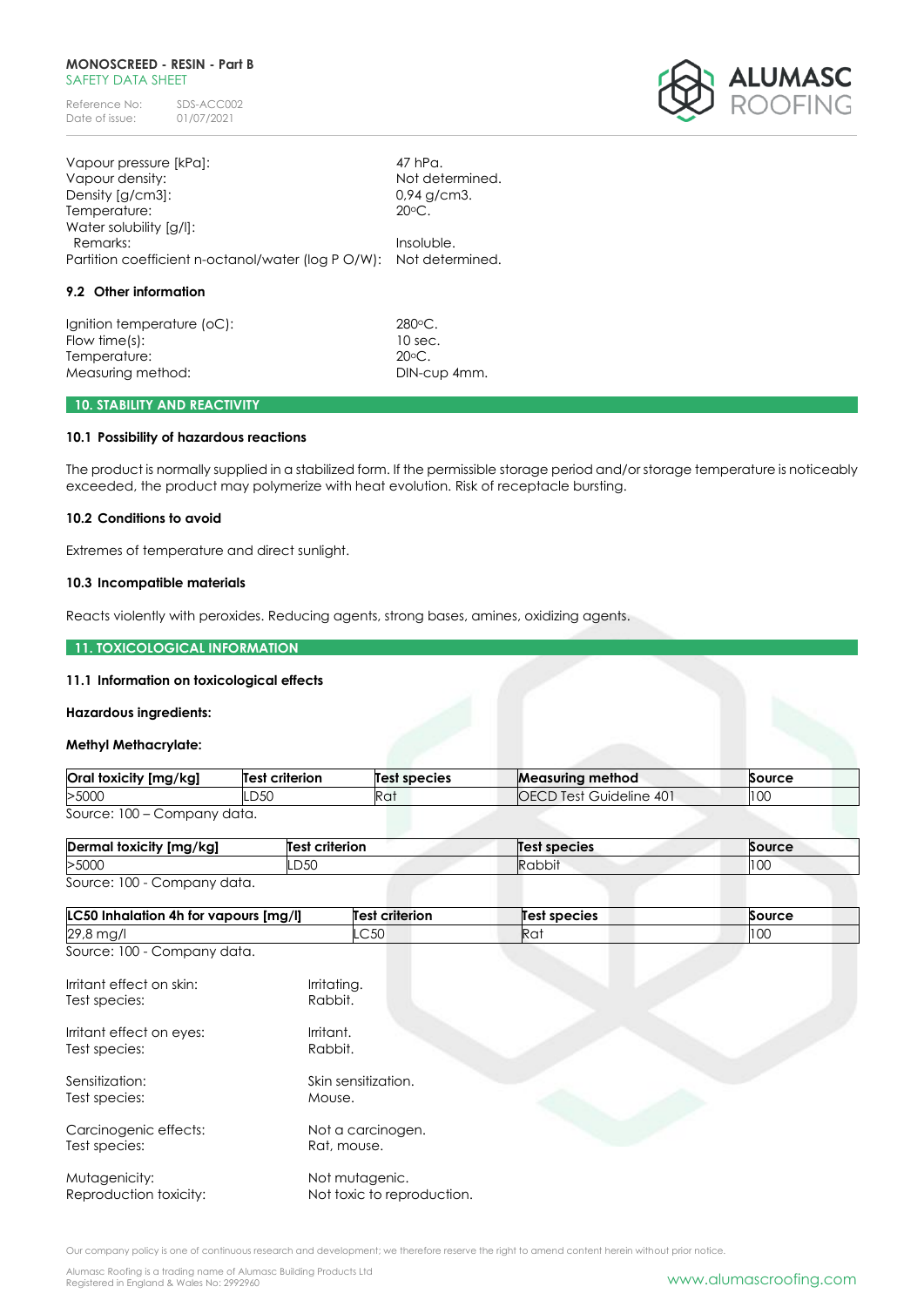Vapour pressure [kPa]: 47 hPa.
Vapour density: Not determined.
Density [g/cm3]: 0,94 g/cm3.
Temperature: 20ºC.
Water solubility [g/l]:
Remarks: Insoluble.
Partition coefficient n-octanol/water (log P O/W): Not determined.

### 9.2 Other information

Ignition temperature (oC): 280ºC.
Flow time(s): 10 sec.
Temperature: 20ºC.
Measuring method: DIN-cup 4mm.

## 10. STABILITY AND REACTIVITY

### 10.1 Possibility of hazardous reactions

The product is normally supplied in a stabilized form. If the permissible storage period and/or storage temperature is noticeably exceeded, the product may polymerize with heat evolution. Risk of receptacle bursting.

### 10.2 Conditions to avoid

Extremes of temperature and direct sunlight.

### 10.3 Incompatible materials

Reacts violently with peroxides. Reducing agents, strong bases, amines, oxidizing agents.

## 11. TOXICOLOGICAL INFORMATION

### 11.1 Information on toxicological effects

**Hazardous ingredients:**

**Methyl Methacrylate:**

| Oral toxicity [mg/kg] | Test criterion | Test species | Measuring method | Source |
|---|---|---|---|---|
| >5000 | LD50 | Rat | OECD Test Guideline 401 | 100 |

Source: 100 – Company data.

| Dermal toxicity [mg/kg] | Test criterion | Test species | Source |
|---|---|---|---|
| >5000 | LD50 | Rabbit | 100 |

Source: 100 - Company data.

| LC50 Inhalation 4h for vapours [mg/l] | Test criterion | Test species | Source |
|---|---|---|---|
| 29,8 mg/l | LC50 | Rat | 100 |

Source: 100 - Company data.

Irritant effect on skin: Irritating.
Test species: Rabbit.

Irritant effect on eyes: Irritant.
Test species: Rabbit.

Sensitization: Skin sensitization.
Test species: Mouse.

Carcinogenic effects: Not a carcinogen.
Test species: Rat, mouse.

Mutagenicity: Not mutagenic.
Reproduction toxicity: Not toxic to reproduction.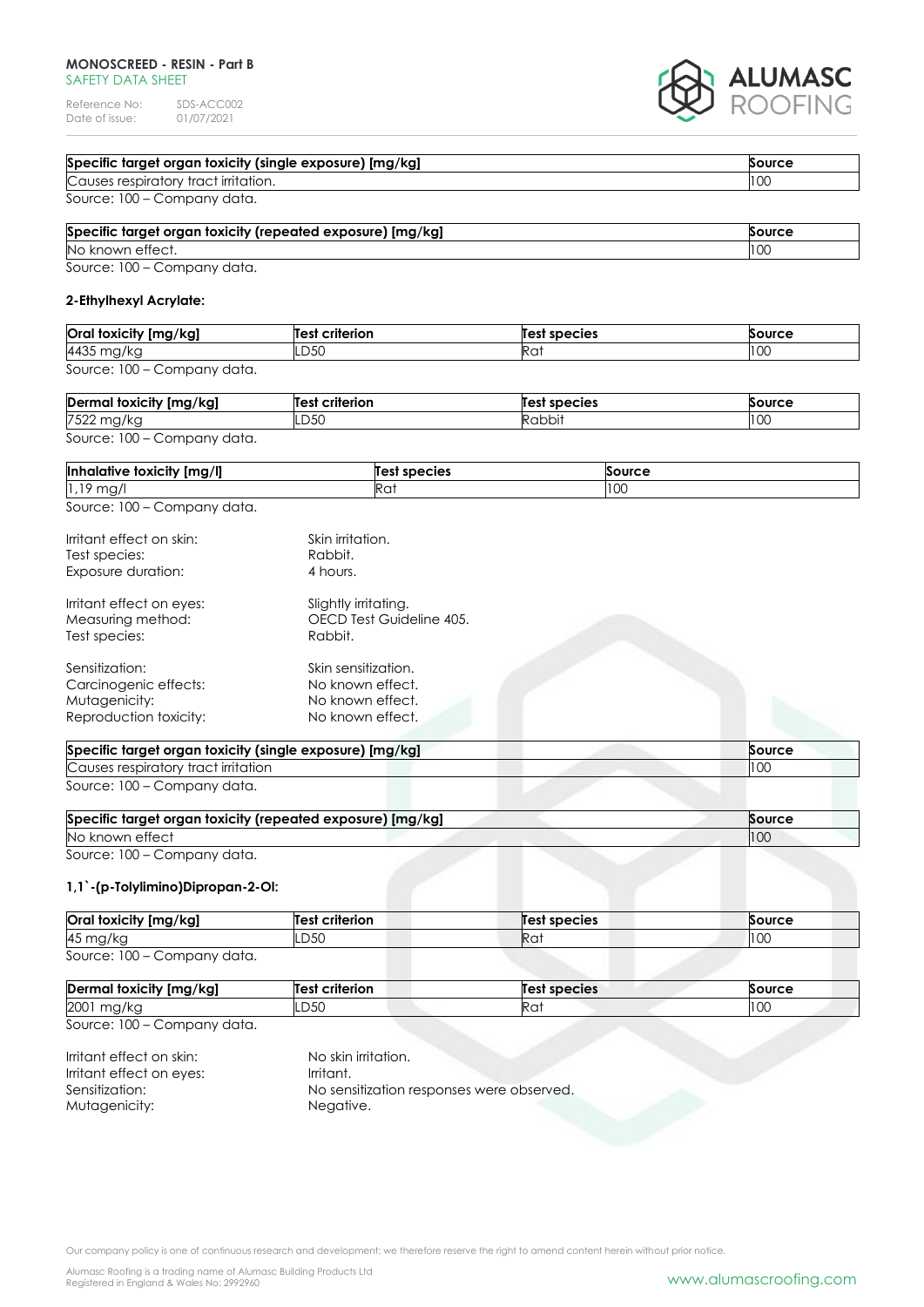| Specific target organ toxicity (single exposure) [mg/kg] | Source |
| --- | --- |
| Causes respiratory tract irritation. | 100 |

Source: 100 – Company data.

| Specific target organ toxicity (repeated exposure) [mg/kg] | Source |
| --- | --- |
| No known effect. | 100 |

Source: 100 – Company data.

**2-Ethylhexyl Acrylate:**

| Oral toxicity [mg/kg] | Test criterion | Test species | Source |
| --- | --- | --- | --- |
| 4435 mg/kg | LD50 | Rat | 100 |

Source: 100 – Company data.

| Dermal toxicity [mg/kg] | Test criterion | Test species | Source |
| --- | --- | --- | --- |
| 7522 mg/kg | LD50 | Rabbit | 100 |

Source: 100 – Company data.

| Inhalative toxicity [mg/l] | Test species | Source |
| --- | --- | --- |
| 1,19 mg/l | Rat | 100 |

Source: 100 – Company data.

Irritant effect on skin: Skin irritation.
Test species: Rabbit.
Exposure duration: 4 hours.

Irritant effect on eyes: Slightly irritating.
Measuring method: OECD Test Guideline 405.
Test species: Rabbit.

Sensitization: Skin sensitization.
Carcinogenic effects: No known effect.
Mutagenicity: No known effect.
Reproduction toxicity: No known effect.

| Specific target organ toxicity (single exposure) [mg/kg] | Source |
| --- | --- |
| Causes respiratory tract irritation | 100 |

Source: 100 – Company data.

| Specific target organ toxicity (repeated exposure) [mg/kg] | Source |
| --- | --- |
| No known effect | 100 |

Source: 100 – Company data.

**1,1`-(p-Tolylimino)Dipropan-2-Ol:**

| Oral toxicity [mg/kg] | Test criterion | Test species | Source |
| --- | --- | --- | --- |
| 45 mg/kg | LD50 | Rat | 100 |

Source: 100 – Company data.

| Dermal toxicity [mg/kg] | Test criterion | Test species | Source |
| --- | --- | --- | --- |
| 2001 mg/kg | LD50 | Rat | 100 |

Source: 100 – Company data.

Irritant effect on skin: No skin irritation.
Irritant effect on eyes: Irritant.
Sensitization: No sensitization responses were observed.
Mutagenicity: Negative.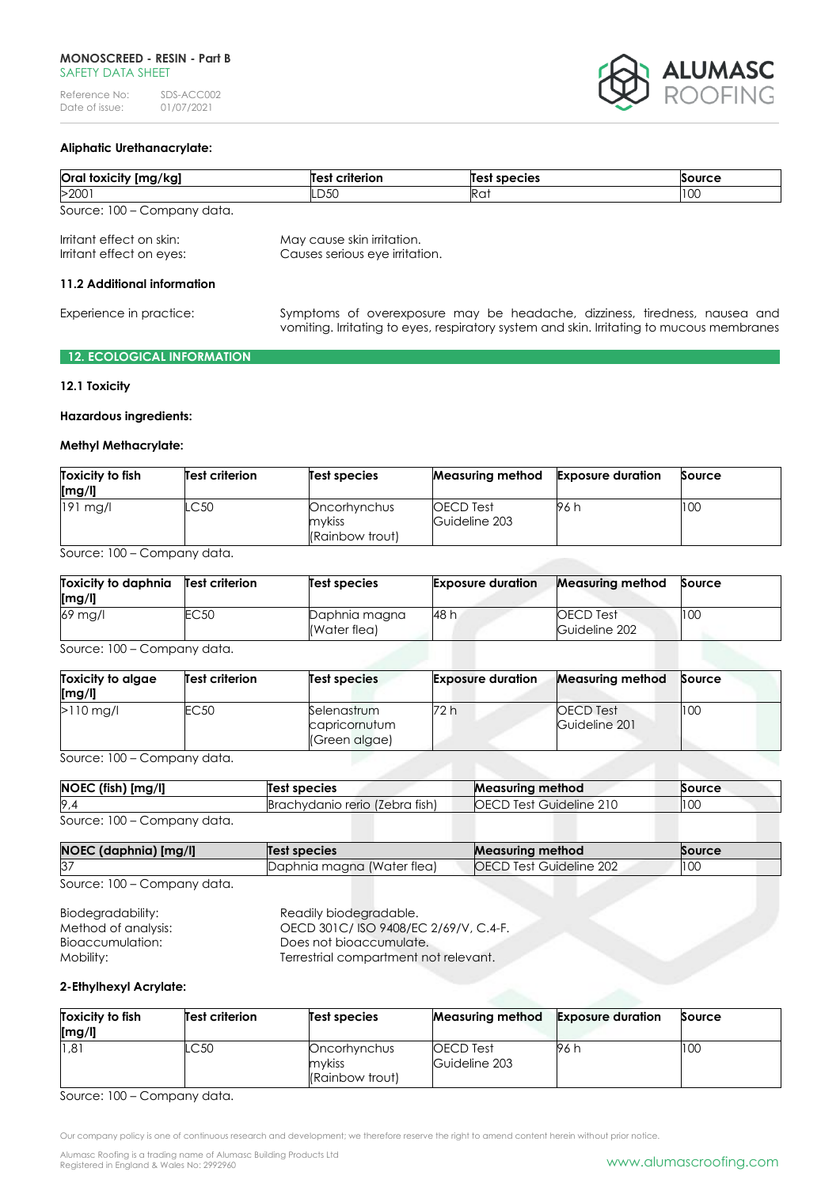**Aliphatic Urethanacrylate:**

| Oral toxicity [mg/kg] | Test criterion | Test species | Source |
|---|---|---|---|
| >2001 | LD50 | Rat | 100 |

Source: 100 – Company data.

Irritant effect on skin: May cause skin irritation.
Irritant effect on eyes: Causes serious eye irritation.

**11.2 Additional information**

Experience in practice: Symptoms of overexposure may be headache, dizziness, tiredness, nausea and vomiting. Irritating to eyes, respiratory system and skin. Irritating to mucous membranes

## 12. ECOLOGICAL INFORMATION

**12.1 Toxicity**

**Hazardous ingredients:**

**Methyl Methacrylate:**

| Toxicity to fish [mg/l] | Test criterion | Test species | Measuring method | Exposure duration | Source |
|---|---|---|---|---|---|
| 191 mg/l | LC50 | Oncorhynchus mykiss (Rainbow trout) | OECD Test Guideline 203 | 96 h | 100 |

Source: 100 – Company data.

| Toxicity to daphnia [mg/l] | Test criterion | Test species | Exposure duration | Measuring method | Source |
|---|---|---|---|---|---|
| 69 mg/l | EC50 | Daphnia magna (Water flea) | 48 h | OECD Test Guideline 202 | 100 |

Source: 100 – Company data.

| Toxicity to algae [mg/l] | Test criterion | Test species | Exposure duration | Measuring method | Source |
|---|---|---|---|---|---|
| >110 mg/l | EC50 | Selenastrum capricornutum (Green algae) | 72 h | OECD Test Guideline 201 | 100 |

Source: 100 – Company data.

| NOEC (fish) [mg/l] | Test species | Measuring method | Source |
|---|---|---|---|
| 9,4 | Brachydanio rerio (Zebra fish) | OECD Test Guideline 210 | 100 |

Source: 100 – Company data.

| NOEC (daphnia) [mg/l] | Test species | Measuring method | Source |
|---|---|---|---|
| 37 | Daphnia magna (Water flea) | OECD Test Guideline 202 | 100 |

Source: 100 – Company data.

Biodegradability: Readily biodegradable.
Method of analysis: OECD 301C/ ISO 9408/EC 2/69/V, C.4-F.
Bioaccumulation: Does not bioaccumulate.
Mobility: Terrestrial compartment not relevant.

**2-Ethylhexyl Acrylate:**

| Toxicity to fish [mg/l] | Test criterion | Test species | Measuring method | Exposure duration | Source |
|---|---|---|---|---|---|
| 1,81 | LC50 | Oncorhynchus mykiss (Rainbow trout) | OECD Test Guideline 203 | 96 h | 100 |

Source: 100 – Company data.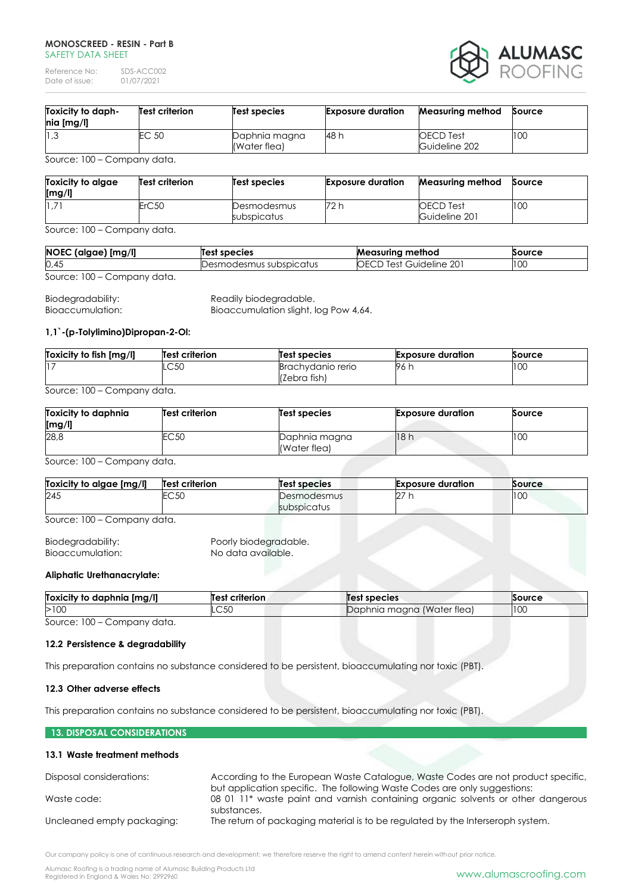| Toxicity to daphnia [mg/l] | Test criterion | Test species | Exposure duration | Measuring method | Source |
|---|---|---|---|---|---|
| 1,3 | EC 50 | Daphnia magna (Water flea) | 48 h | OECD Test Guideline 202 | 100 |

Source: 100 – Company data.

| Toxicity to algae [mg/l] | Test criterion | Test species | Exposure duration | Measuring method | Source |
|---|---|---|---|---|---|
| 1,71 | ErC50 | Desmodesmus subspicatus | 72 h | OECD Test Guideline 201 | 100 |

Source: 100 – Company data.

| NOEC (algae) [mg/l] | Test species | Measuring method | Source |
|---|---|---|---|
| 0,45 | Desmodesmus subspicatus | OECD Test Guideline 201 | 100 |

Source: 100 – Company data.

Biodegradability: Readily biodegradable.
Bioaccumulation: Bioaccumulation slight, log Pow 4,64.

**1,1`-(p-Tolylimino)Dipropan-2-Ol:**

| Toxicity to fish [mg/l] | Test criterion | Test species | Exposure duration | Source |
|---|---|---|---|---|
| 17 | LC50 | Brachydanio rerio (Zebra fish) | 96 h | 100 |

Source: 100 – Company data.

| Toxicity to daphnia [mg/l] | Test criterion | Test species | Exposure duration | Source |
|---|---|---|---|---|
| 28,8 | EC50 | Daphnia magna (Water flea) | 18 h | 100 |

Source: 100 – Company data.

| Toxicity to algae [mg/l] | Test criterion | Test species | Exposure duration | Source |
|---|---|---|---|---|
| 245 | EC50 | Desmodesmus subspicatus | 27 h | 100 |

Source: 100 – Company data.

Biodegradability: Poorly biodegradable.
Bioaccumulation: No data available.

**Aliphatic Urethanacrylate:**

| Toxicity to daphnia [mg/l] | Test criterion | Test species | Source |
|---|---|---|---|
| >100 | LC50 | Daphnia magna (Water flea) | 100 |

Source: 100 – Company data.

### 12.2 Persistence & degradability

This preparation contains no substance considered to be persistent, bioaccumulating nor toxic (PBT).

### 12.3 Other adverse effects

This preparation contains no substance considered to be persistent, bioaccumulating nor toxic (PBT).

## 13. DISPOSAL CONSIDERATIONS

### 13.1 Waste treatment methods

Disposal considerations: According to the European Waste Catalogue, Waste Codes are not product specific, but application specific. The following Waste Codes are only suggestions:

Waste code: 08 01 11* waste paint and varnish containing organic solvents or other dangerous substances.

Uncleaned empty packaging: The return of packaging material is to be regulated by the Interseroph system.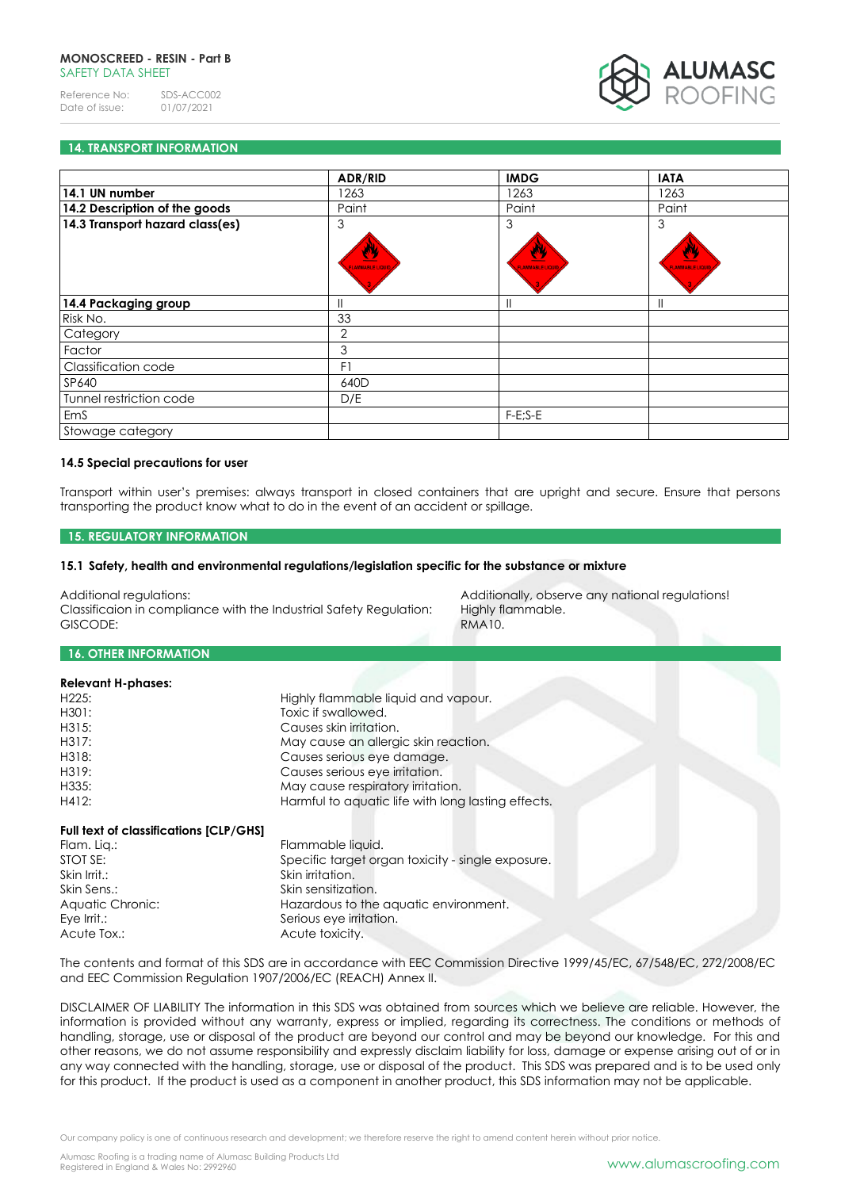## 14. TRANSPORT INFORMATION

| | ADR/RID | IMDG | IATA |
|---|---|---|---|
| **14.1 UN number** | 1263 | 1263 | 1263 |
| **14.2 Description of the goods** | Paint | Paint | Paint |
| **14.3 Transport hazard class(es)** | 3 | 3 | 3 |
| **14.4 Packaging group** | II | II | II |
| Risk No. | 33 | | |
| Category | 2 | | |
| Factor | 3 | | |
| Classification code | F1 | | |
| SP640 | 640D | | |
| Tunnel restriction code | D/E | | |
| EmS | | F-E;S-E | |
| Stowage category | | | |

### 14.5 Special precautions for user

Transport within user's premises: always transport in closed containers that are upright and secure. Ensure that persons transporting the product know what to do in the event of an accident or spillage.

## 15. REGULATORY INFORMATION

### 15.1 Safety, health and environmental regulations/legislation specific for the substance or mixture

| | |
|---|---|
| Additional regulations: | Additionally, observe any national regulations! |
| Classificaion in compliance with the Industrial Safety Regulation: | Highly flammable. |
| GISCODE: | RMA10. |

## 16. OTHER INFORMATION

**Relevant H-phases:**

| | |
|---|---|
| H225: | Highly flammable liquid and vapour. |
| H301: | Toxic if swallowed. |
| H315: | Causes skin irritation. |
| H317: | May cause an allergic skin reaction. |
| H318: | Causes serious eye damage. |
| H319: | Causes serious eye irritation. |
| H335: | May cause respiratory irritation. |
| H412: | Harmful to aquatic life with long lasting effects. |

**Full text of classifications [CLP/GHS]**

| | |
|---|---|
| Flam. Liq.: | Flammable liquid. |
| STOT SE: | Specific target organ toxicity - single exposure. |
| Skin Irrit.: | Skin irritation. |
| Skin Sens.: | Skin sensitization. |
| Aquatic Chronic: | Hazardous to the aquatic environment. |
| Eye Irrit.: | Serious eye irritation. |
| Acute Tox.: | Acute toxicity. |

The contents and format of this SDS are in accordance with EEC Commission Directive 1999/45/EC, 67/548/EC, 272/2008/EC and EEC Commission Regulation 1907/2006/EC (REACH) Annex II.

DISCLAIMER OF LIABILITY The information in this SDS was obtained from sources which we believe are reliable. However, the information is provided without any warranty, express or implied, regarding its correctness. The conditions or methods of handling, storage, use or disposal of the product are beyond our control and may be beyond our knowledge. For this and other reasons, we do not assume responsibility and expressly disclaim liability for loss, damage or expense arising out of or in any way connected with the handling, storage, use or disposal of the product. This SDS was prepared and is to be used only for this product. If the product is used as a component in another product, this SDS information may not be applicable.